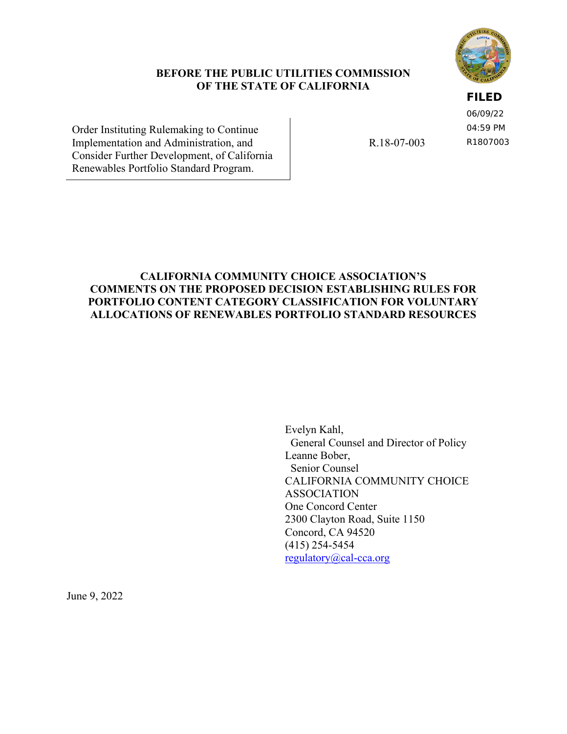**BEFORE THE PUBLIC UTILITIES COMMISSION OF THE STATE OF CALIFORNIA**

FILED
06/09/22
04:59 PM
R1807003

| Order Instituting Rulemaking to Continue Implementation and Administration, and Consider Further Development, of California Renewables Portfolio Standard Program. | R.18-07-003 |
| --- | --- |

# CALIFORNIA COMMUNITY CHOICE ASSOCIATION'S COMMENTS ON THE PROPOSED DECISION ESTABLISHING RULES FOR PORTFOLIO CONTENT CATEGORY CLASSIFICATION FOR VOLUNTARY ALLOCATIONS OF RENEWABLES PORTFOLIO STANDARD RESOURCES

Evelyn Kahl,
General Counsel and Director of Policy
Leanne Bober,
Senior Counsel
CALIFORNIA COMMUNITY CHOICE ASSOCIATION
One Concord Center
2300 Clayton Road, Suite 1150
Concord, CA 94520
(415) 254-5454
regulatory@cal-cca.org

June 9, 2022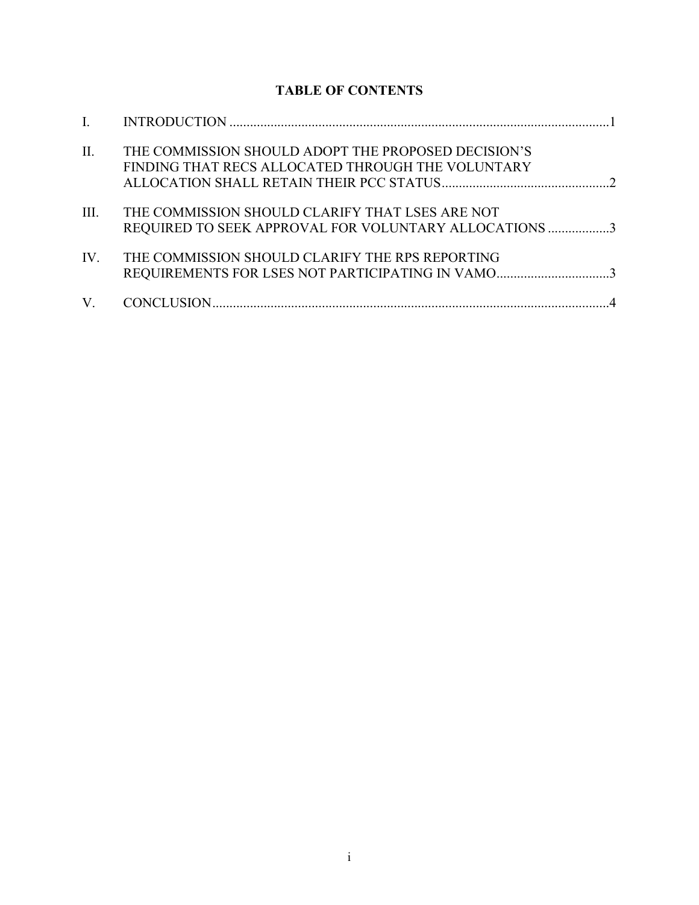**TABLE OF CONTENTS**

| | | |
|---|---|---|
| I. | INTRODUCTION | 1 |
| II. | THE COMMISSION SHOULD ADOPT THE PROPOSED DECISION'S FINDING THAT RECS ALLOCATED THROUGH THE VOLUNTARY ALLOCATION SHALL RETAIN THEIR PCC STATUS | 2 |
| III. | THE COMMISSION SHOULD CLARIFY THAT LSES ARE NOT REQUIRED TO SEEK APPROVAL FOR VOLUNTARY ALLOCATIONS | 3 |
| IV. | THE COMMISSION SHOULD CLARIFY THE RPS REPORTING REQUIREMENTS FOR LSES NOT PARTICIPATING IN VAMO | 3 |
| V. | CONCLUSION | 4 |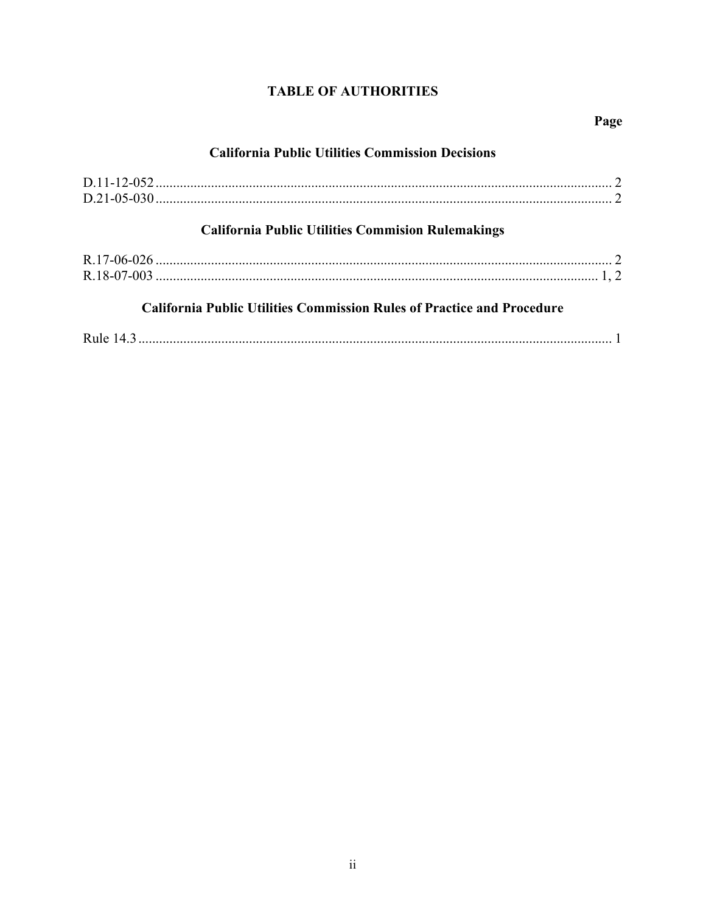# TABLE OF AUTHORITIES

**Page**

### California Public Utilities Commission Decisions

D.11-12-052 .................................................................................................................... 2
D.21-05-030 .................................................................................................................... 2

### California Public Utilities Commision Rulemakings

R.17-06-026 .................................................................................................................... 2
R.18-07-003 .................................................................................................................. 1, 2

### California Public Utilities Commission Rules of Practice and Procedure

Rule 14.3 ......................................................................................................................... 1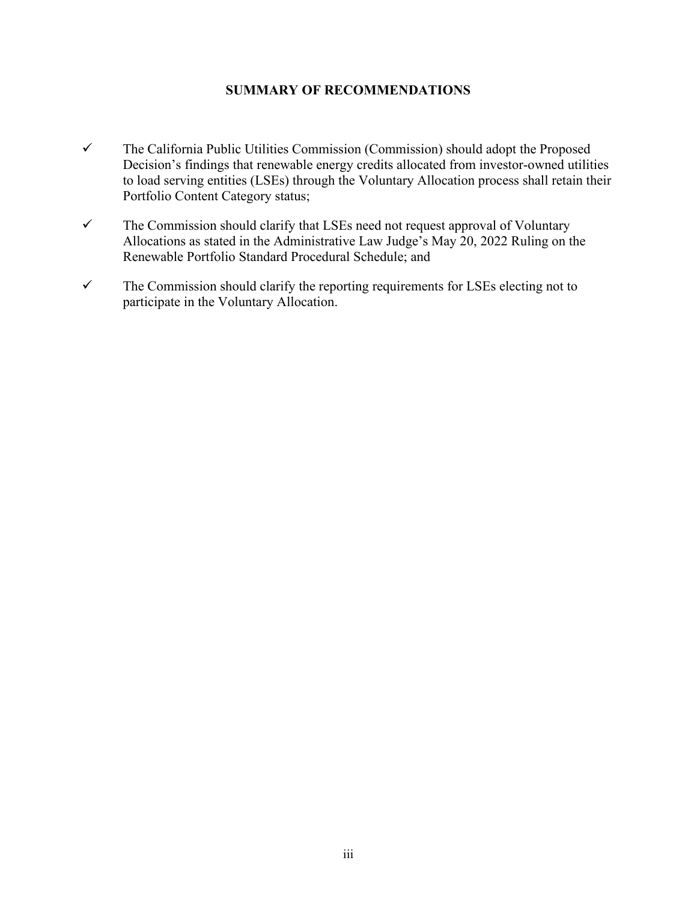## SUMMARY OF RECOMMENDATIONS

- ✓ The California Public Utilities Commission (Commission) should adopt the Proposed Decision's findings that renewable energy credits allocated from investor-owned utilities to load serving entities (LSEs) through the Voluntary Allocation process shall retain their Portfolio Content Category status;
- ✓ The Commission should clarify that LSEs need not request approval of Voluntary Allocations as stated in the Administrative Law Judge's May 20, 2022 Ruling on the Renewable Portfolio Standard Procedural Schedule; and
- ✓ The Commission should clarify the reporting requirements for LSEs electing not to participate in the Voluntary Allocation.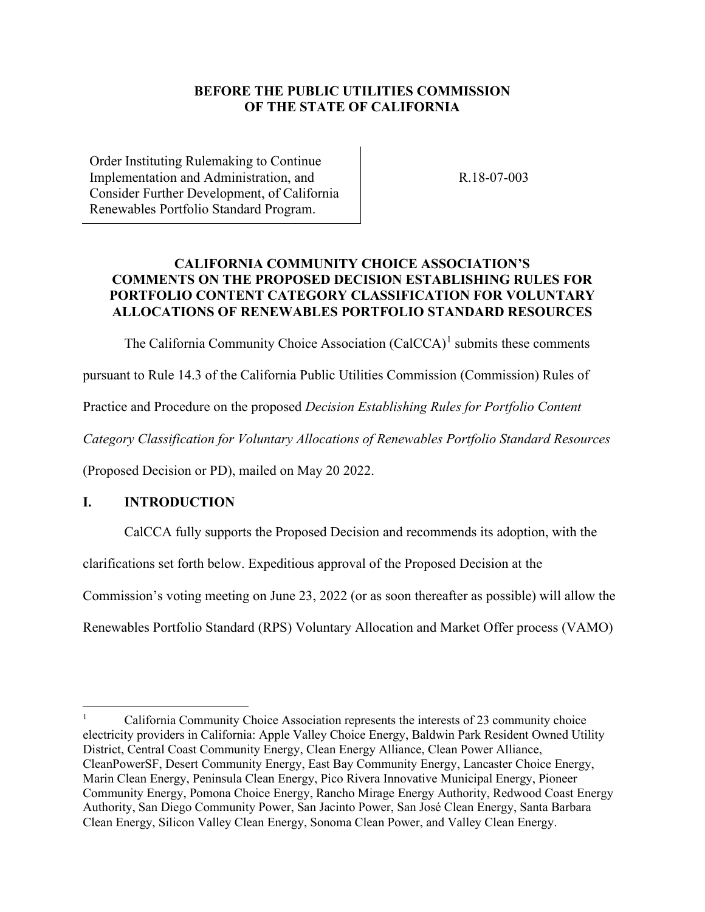**BEFORE THE PUBLIC UTILITIES COMMISSION OF THE STATE OF CALIFORNIA**

| | |
|---|---|
| Order Instituting Rulemaking to Continue Implementation and Administration, and Consider Further Development, of California Renewables Portfolio Standard Program. | R.18-07-003 |

**CALIFORNIA COMMUNITY CHOICE ASSOCIATION'S COMMENTS ON THE PROPOSED DECISION ESTABLISHING RULES FOR PORTFOLIO CONTENT CATEGORY CLASSIFICATION FOR VOLUNTARY ALLOCATIONS OF RENEWABLES PORTFOLIO STANDARD RESOURCES**

The California Community Choice Association (CalCCA)[1] submits these comments pursuant to Rule 14.3 of the California Public Utilities Commission (Commission) Rules of Practice and Procedure on the proposed *Decision Establishing Rules for Portfolio Content Category Classification for Voluntary Allocations of Renewables Portfolio Standard Resources* (Proposed Decision or PD), mailed on May 20 2022.

## I. INTRODUCTION

CalCCA fully supports the Proposed Decision and recommends its adoption, with the clarifications set forth below. Expeditious approval of the Proposed Decision at the Commission's voting meeting on June 23, 2022 (or as soon thereafter as possible) will allow the Renewables Portfolio Standard (RPS) Voluntary Allocation and Market Offer process (VAMO)

---

[1] California Community Choice Association represents the interests of 23 community choice electricity providers in California: Apple Valley Choice Energy, Baldwin Park Resident Owned Utility District, Central Coast Community Energy, Clean Energy Alliance, Clean Power Alliance, CleanPowerSF, Desert Community Energy, East Bay Community Energy, Lancaster Choice Energy, Marin Clean Energy, Peninsula Clean Energy, Pico Rivera Innovative Municipal Energy, Pioneer Community Energy, Pomona Choice Energy, Rancho Mirage Energy Authority, Redwood Coast Energy Authority, San Diego Community Power, San Jacinto Power, San José Clean Energy, Santa Barbara Clean Energy, Silicon Valley Clean Energy, Sonoma Clean Power, and Valley Clean Energy.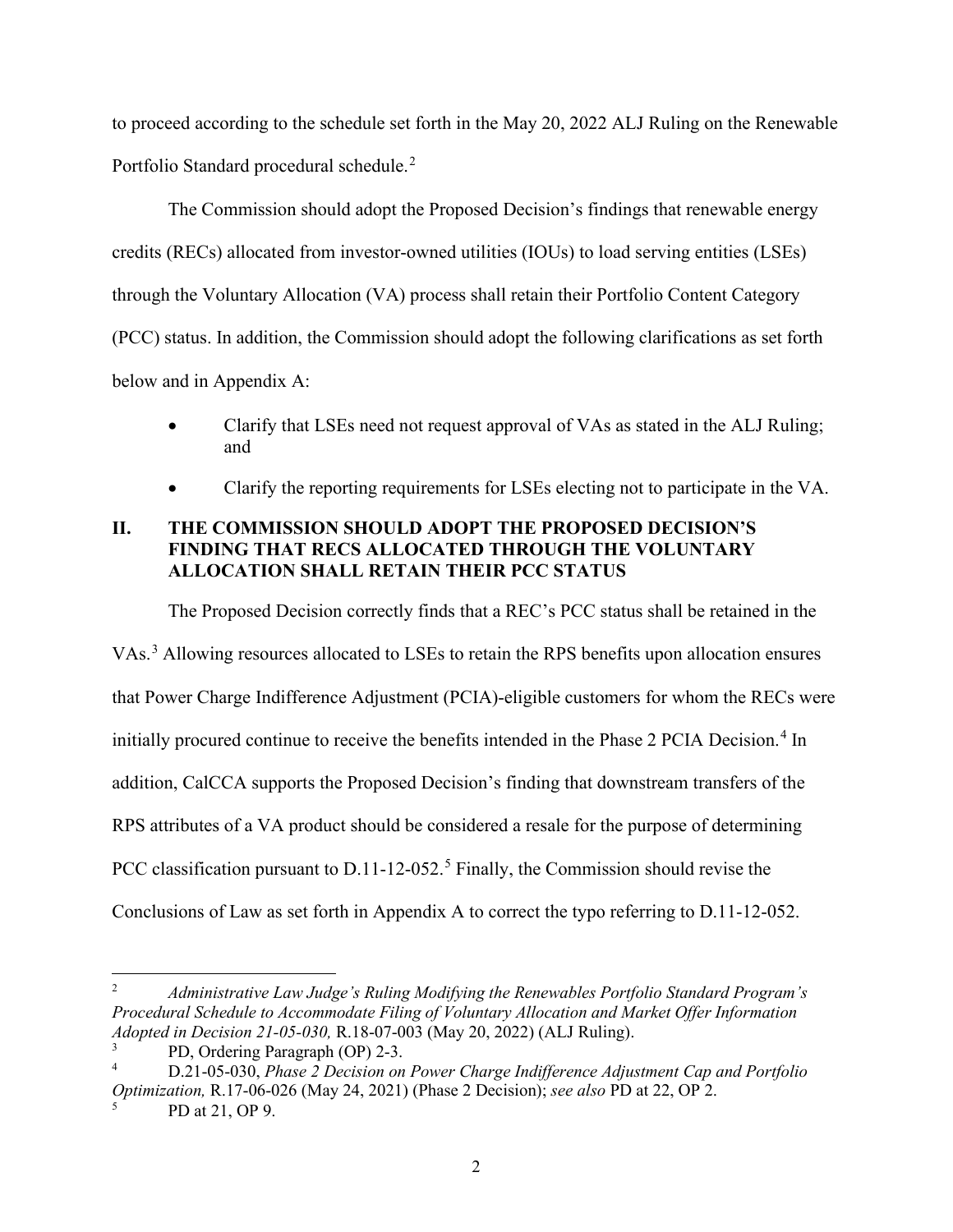to proceed according to the schedule set forth in the May 20, 2022 ALJ Ruling on the Renewable Portfolio Standard procedural schedule.[2]

The Commission should adopt the Proposed Decision's findings that renewable energy credits (RECs) allocated from investor-owned utilities (IOUs) to load serving entities (LSEs) through the Voluntary Allocation (VA) process shall retain their Portfolio Content Category (PCC) status. In addition, the Commission should adopt the following clarifications as set forth below and in Appendix A:

- Clarify that LSEs need not request approval of VAs as stated in the ALJ Ruling; and
- Clarify the reporting requirements for LSEs electing not to participate in the VA.

## II. THE COMMISSION SHOULD ADOPT THE PROPOSED DECISION'S FINDING THAT RECS ALLOCATED THROUGH THE VOLUNTARY ALLOCATION SHALL RETAIN THEIR PCC STATUS

The Proposed Decision correctly finds that a REC's PCC status shall be retained in the VAs.[3] Allowing resources allocated to LSEs to retain the RPS benefits upon allocation ensures that Power Charge Indifference Adjustment (PCIA)-eligible customers for whom the RECs were initially procured continue to receive the benefits intended in the Phase 2 PCIA Decision.[4] In addition, CalCCA supports the Proposed Decision's finding that downstream transfers of the RPS attributes of a VA product should be considered a resale for the purpose of determining PCC classification pursuant to D.11-12-052.[5] Finally, the Commission should revise the Conclusions of Law as set forth in Appendix A to correct the typo referring to D.11-12-052.

---

[2] *Administrative Law Judge's Ruling Modifying the Renewables Portfolio Standard Program's Procedural Schedule to Accommodate Filing of Voluntary Allocation and Market Offer Information Adopted in Decision 21-05-030,* R.18-07-003 (May 20, 2022) (ALJ Ruling).

[3] PD, Ordering Paragraph (OP) 2-3.

[4] D.21-05-030, *Phase 2 Decision on Power Charge Indifference Adjustment Cap and Portfolio Optimization,* R.17-06-026 (May 24, 2021) (Phase 2 Decision); *see also* PD at 22, OP 2.

[5] PD at 21, OP 9.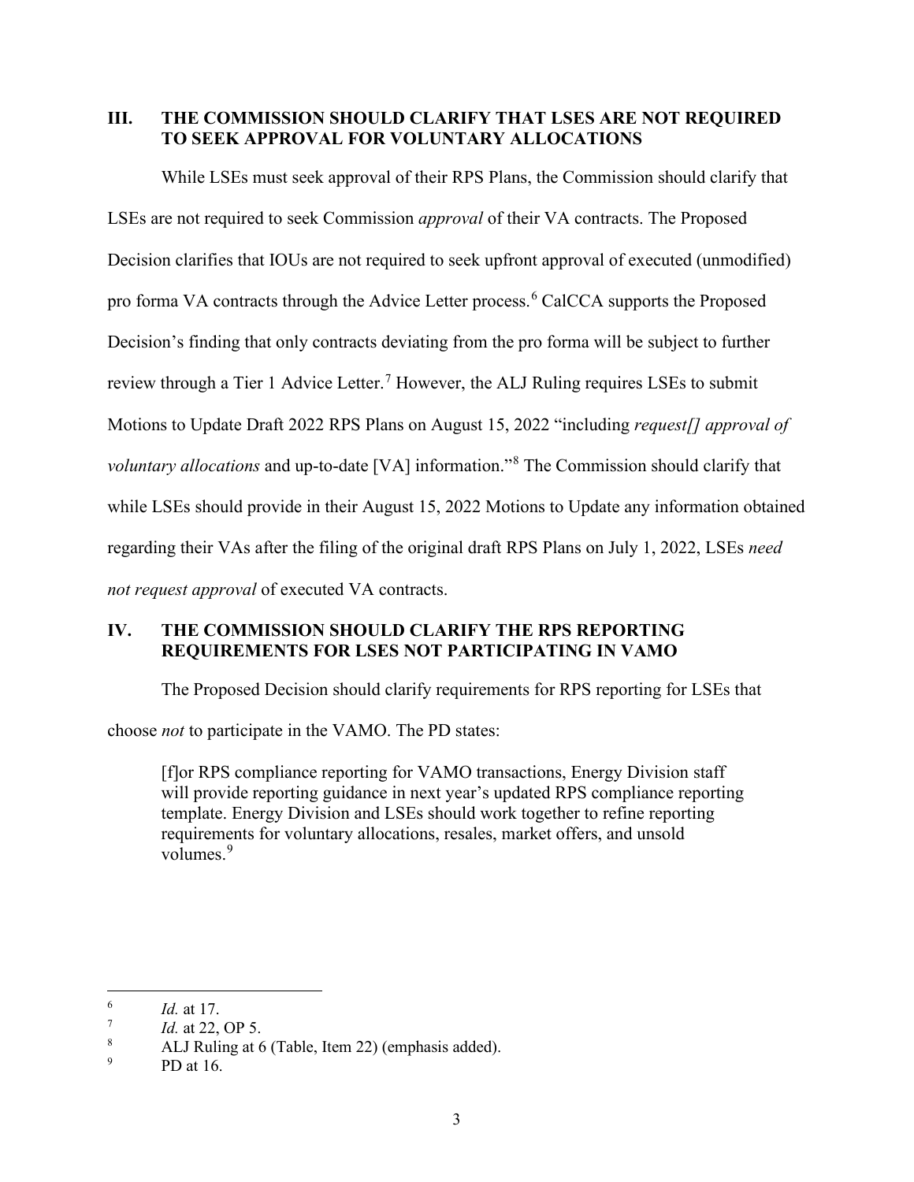## III. THE COMMISSION SHOULD CLARIFY THAT LSES ARE NOT REQUIRED TO SEEK APPROVAL FOR VOLUNTARY ALLOCATIONS

While LSEs must seek approval of their RPS Plans, the Commission should clarify that LSEs are not required to seek Commission *approval* of their VA contracts. The Proposed Decision clarifies that IOUs are not required to seek upfront approval of executed (unmodified) pro forma VA contracts through the Advice Letter process.[6] CalCCA supports the Proposed Decision's finding that only contracts deviating from the pro forma will be subject to further review through a Tier 1 Advice Letter.[7] However, the ALJ Ruling requires LSEs to submit Motions to Update Draft 2022 RPS Plans on August 15, 2022 "including *request[] approval of voluntary allocations* and up-to-date [VA] information."[8] The Commission should clarify that while LSEs should provide in their August 15, 2022 Motions to Update any information obtained regarding their VAs after the filing of the original draft RPS Plans on July 1, 2022, LSEs *need not request approval* of executed VA contracts.

## IV. THE COMMISSION SHOULD CLARIFY THE RPS REPORTING REQUIREMENTS FOR LSES NOT PARTICIPATING IN VAMO

The Proposed Decision should clarify requirements for RPS reporting for LSEs that choose *not* to participate in the VAMO. The PD states:

> [f]or RPS compliance reporting for VAMO transactions, Energy Division staff will provide reporting guidance in next year's updated RPS compliance reporting template. Energy Division and LSEs should work together to refine reporting requirements for voluntary allocations, resales, market offers, and unsold volumes.[9]

---

[6] *Id.* at 17.

[7] *Id.* at 22, OP 5.

[8] ALJ Ruling at 6 (Table, Item 22) (emphasis added).

[9] PD at 16.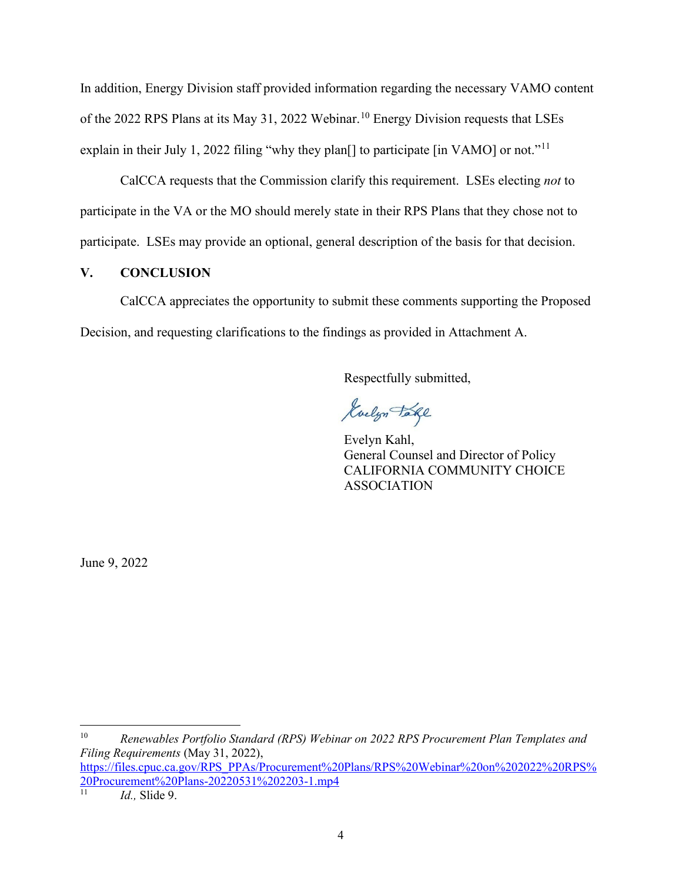In addition, Energy Division staff provided information regarding the necessary VAMO content of the 2022 RPS Plans at its May 31, 2022 Webinar.[10] Energy Division requests that LSEs explain in their July 1, 2022 filing "why they plan[] to participate [in VAMO] or not."[11]

CalCCA requests that the Commission clarify this requirement. LSEs electing *not* to participate in the VA or the MO should merely state in their RPS Plans that they chose not to participate. LSEs may provide an optional, general description of the basis for that decision.

## V. CONCLUSION

CalCCA appreciates the opportunity to submit these comments supporting the Proposed Decision, and requesting clarifications to the findings as provided in Attachment A.

Respectfully submitted,

Evelyn Kahl,
General Counsel and Director of Policy
CALIFORNIA COMMUNITY CHOICE ASSOCIATION

June 9, 2022

---

[10] *Renewables Portfolio Standard (RPS) Webinar on 2022 RPS Procurement Plan Templates and Filing Requirements* (May 31, 2022), https://files.cpuc.ca.gov/RPS_PPAs/Procurement%20Plans/RPS%20Webinar%20on%202022%20RPS%20Procurement%20Plans-20220531%202203-1.mp4

[11] *Id.,* Slide 9.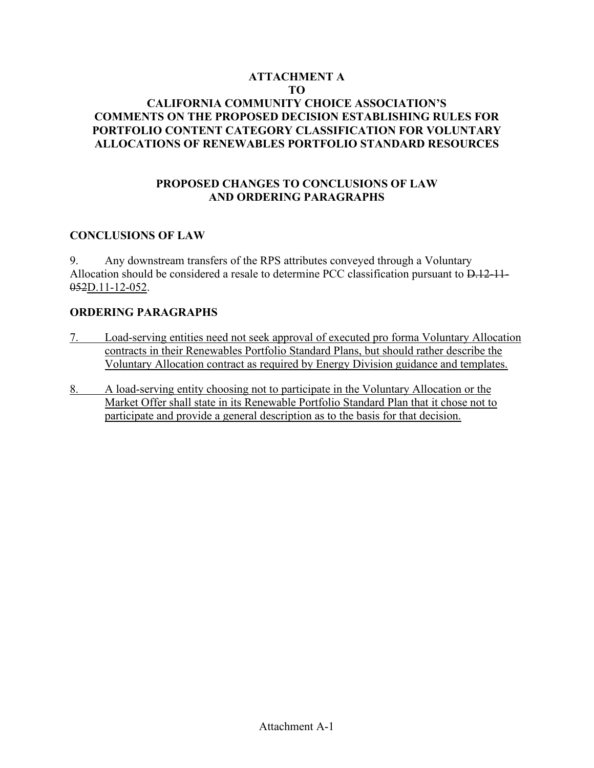**ATTACHMENT A**
**TO**
**CALIFORNIA COMMUNITY CHOICE ASSOCIATION'S COMMENTS ON THE PROPOSED DECISION ESTABLISHING RULES FOR PORTFOLIO CONTENT CATEGORY CLASSIFICATION FOR VOLUNTARY ALLOCATIONS OF RENEWABLES PORTFOLIO STANDARD RESOURCES**

**PROPOSED CHANGES TO CONCLUSIONS OF LAW AND ORDERING PARAGRAPHS**

## CONCLUSIONS OF LAW

9. Any downstream transfers of the RPS attributes conveyed through a Voluntary Allocation should be considered a resale to determine PCC classification pursuant to ~~D.12-11-052~~<u>D.11-12-052</u>.

## ORDERING PARAGRAPHS

<u>7. Load-serving entities need not seek approval of executed pro forma Voluntary Allocation contracts in their Renewables Portfolio Standard Plans, but should rather describe the Voluntary Allocation contract as required by Energy Division guidance and templates.</u>

<u>8. A load-serving entity choosing not to participate in the Voluntary Allocation or the Market Offer shall state in its Renewable Portfolio Standard Plan that it chose not to participate and provide a general description as to the basis for that decision.</u>